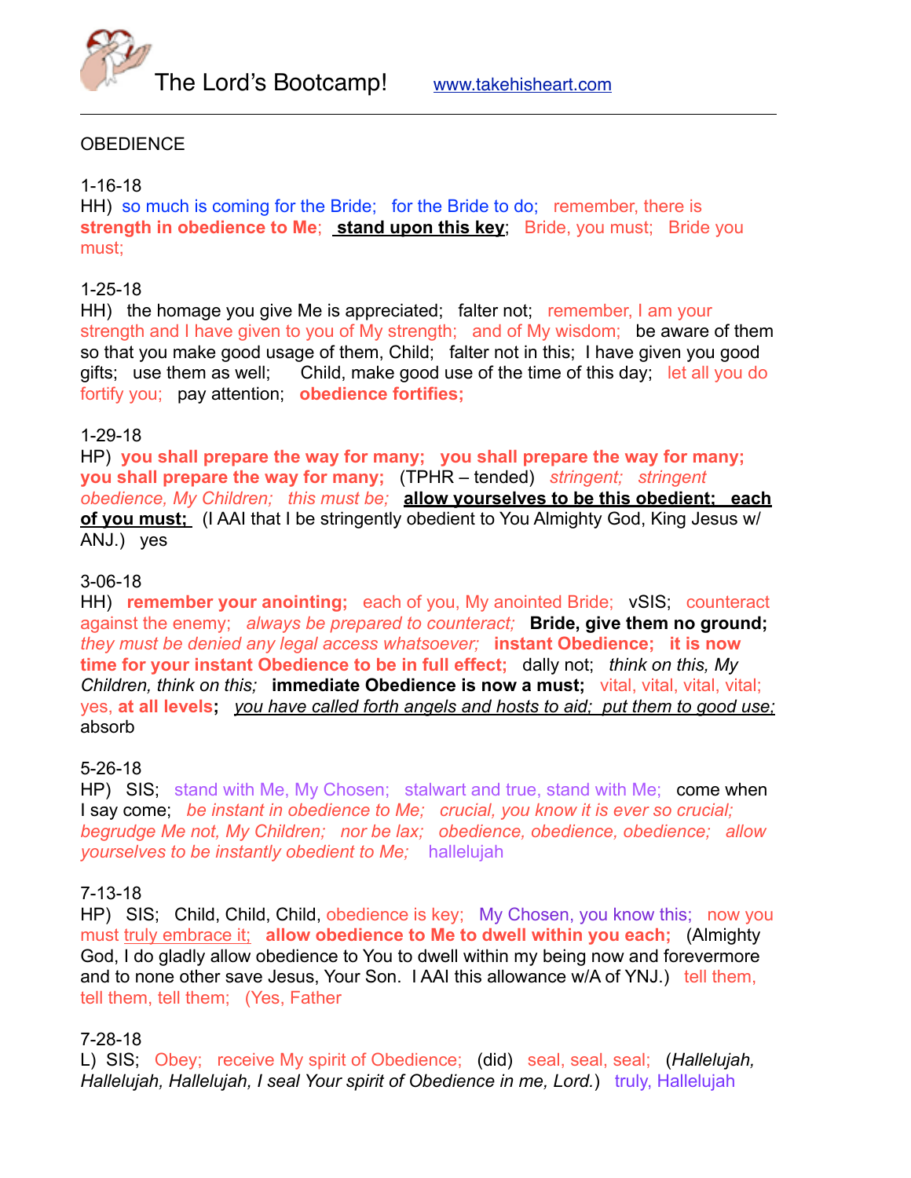The Lord's Bootcamp! www.takehisheart.com

---

OBEDIENCE

1-16-18
HH) so much is coming for the Bride; for the Bride to do; remember, there is **strength in obedience to Me**; **<u>stand upon this key</u>**; Bride, you must; Bride you must;

1-25-18
HH) the homage you give Me is appreciated; falter not; remember, I am your strength and I have given to you of My strength; and of My wisdom; be aware of them so that you make good usage of them, Child; falter not in this; I have given you good gifts; use them as well; Child, make good use of the time of this day; let all you do fortify you; pay attention; **obedience fortifies;**

1-29-18
HP) **you shall prepare the way for many; you shall prepare the way for many; you shall prepare the way for many;** (TPHR – tended) *stringent; stringent obedience, My Children; this must be;* **<u>allow yourselves to be this obedient; each of you must;</u>** (I AAI that I be stringently obedient to You Almighty God, King Jesus w/ ANJ.) yes

3-06-18
HH) **remember your anointing;** each of you, My anointed Bride; vSIS; counteract against the enemy; *always be prepared to counteract;* **Bride, give them no ground;** *they must be denied any legal access whatsoever;* **instant Obedience; it is now time for your instant Obedience to be in full effect;** dally not; *think on this, My Children, think on this;* **immediate Obedience is now a must;** vital, vital, vital, vital; yes, **at all levels;** *<u>you have called forth angels and hosts to aid; put them to good use;</u>* absorb

5-26-18
HP) SIS; stand with Me, My Chosen; stalwart and true, stand with Me; come when I say come; *be instant in obedience to Me; crucial, you know it is ever so crucial; begrudge Me not, My Children; nor be lax; obedience, obedience, obedience; allow yourselves to be instantly obedient to Me;* hallelujah

7-13-18
HP) SIS; Child, Child, Child, obedience is key; My Chosen, you know this; now you must <u>truly embrace it;</u> **allow obedience to Me to dwell within you each;** (Almighty God, I do gladly allow obedience to You to dwell within my being now and forevermore and to none other save Jesus, Your Son. I AAI this allowance w/A of YNJ.) tell them, tell them, tell them; (Yes, Father

7-28-18
L) SIS; Obey; receive My spirit of Obedience; (did) seal, seal, seal; (*Hallelujah, Hallelujah, Hallelujah, I seal Your spirit of Obedience in me, Lord.*) truly, Hallelujah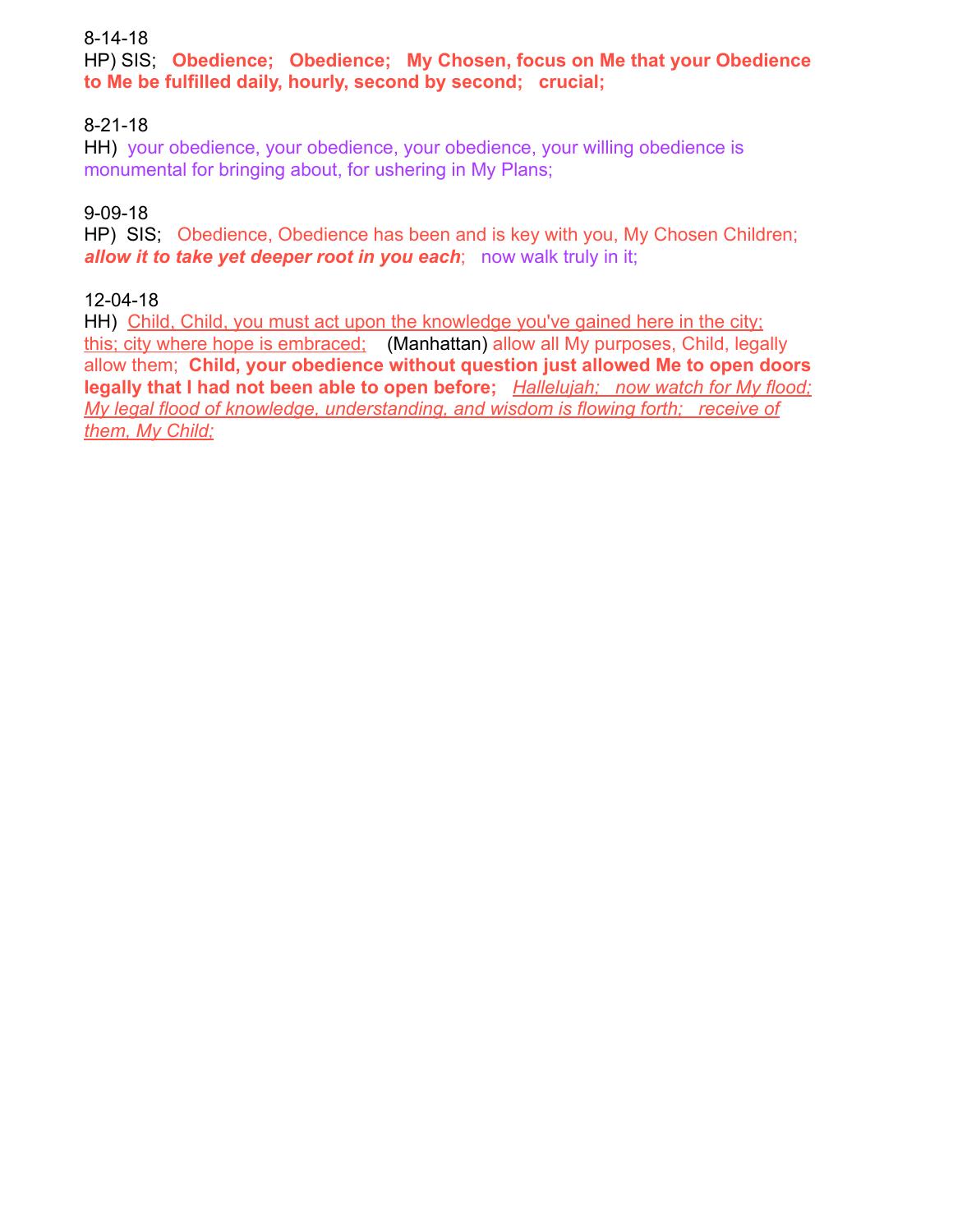8-14-18
HP) SIS; **Obedience; Obedience; My Chosen, focus on Me that your Obedience to Me be fulfilled daily, hourly, second by second; crucial;**

8-21-18
HH) your obedience, your obedience, your obedience, your willing obedience is monumental for bringing about, for ushering in My Plans;

9-09-18
HP) SIS; Obedience, Obedience has been and is key with you, My Chosen Children; ***allow it to take yet deeper root in you each***; now walk truly in it;

12-04-18
HH) Child, Child, you must act upon the knowledge you've gained here in the city; this; city where hope is embraced; (Manhattan) allow all My purposes, Child, legally allow them; **Child, your obedience without question just allowed Me to open doors legally that I had not been able to open before;** *Hallelujah; now watch for My flood; My legal flood of knowledge, understanding, and wisdom is flowing forth; receive of them, My Child;*